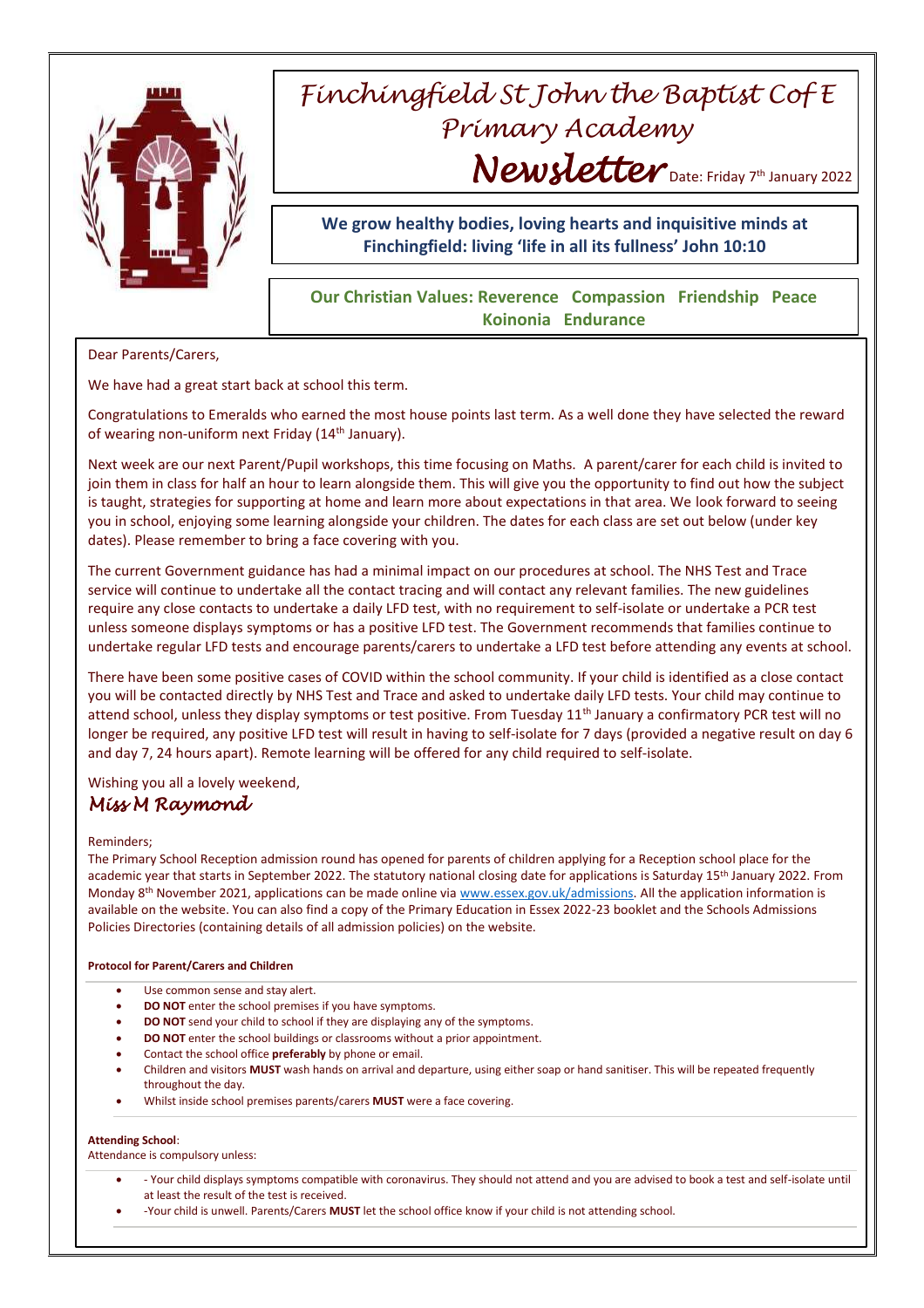# Finchingfield St John the Baptist C of E Primary Academy

## Newsletter

Date: Friday 7th January 2022

**We grow healthy bodies, loving hearts and inquisitive minds at Finchingfield: living 'life in all its fullness' John 10:10**

**Our Christian Values: Reverence Compassion Friendship Peace Koinonia Endurance**

Dear Parents/Carers,

We have had a great start back at school this term.

Congratulations to Emeralds who earned the most house points last term. As a well done they have selected the reward of wearing non-uniform next Friday (14th January).

Next week are our next Parent/Pupil workshops, this time focusing on Maths. A parent/carer for each child is invited to join them in class for half an hour to learn alongside them. This will give you the opportunity to find out how the subject is taught, strategies for supporting at home and learn more about expectations in that area. We look forward to seeing you in school, enjoying some learning alongside your children. The dates for each class are set out below (under key dates). Please remember to bring a face covering with you.

The current Government guidance has had a minimal impact on our procedures at school. The NHS Test and Trace service will continue to undertake all the contact tracing and will contact any relevant families. The new guidelines require any close contacts to undertake a daily LFD test, with no requirement to self-isolate or undertake a PCR test unless someone displays symptoms or has a positive LFD test. The Government recommends that families continue to undertake regular LFD tests and encourage parents/carers to undertake a LFD test before attending any events at school.

There have been some positive cases of COVID within the school community. If your child is identified as a close contact you will be contacted directly by NHS Test and Trace and asked to undertake daily LFD tests. Your child may continue to attend school, unless they display symptoms or test positive. From Tuesday 11th January a confirmatory PCR test will no longer be required, any positive LFD test will result in having to self-isolate for 7 days (provided a negative result on day 6 and day 7, 24 hours apart). Remote learning will be offered for any child required to self-isolate.

Wishing you all a lovely weekend,

*Miss M Raymond*

Reminders;

The Primary School Reception admission round has opened for parents of children applying for a Reception school place for the academic year that starts in September 2022. The statutory national closing date for applications is Saturday 15th January 2022. From Monday 8th November 2021, applications can be made online via www.essex.gov.uk/admissions. All the application information is available on the website. You can also find a copy of the Primary Education in Essex 2022-23 booklet and the Schools Admissions Policies Directories (containing details of all admission policies) on the website.

**Protocol for Parent/Carers and Children**

- Use common sense and stay alert.
- **DO NOT** enter the school premises if you have symptoms.
- **DO NOT** send your child to school if they are displaying any of the symptoms.
- **DO NOT** enter the school buildings or classrooms without a prior appointment.
- Contact the school office **preferably** by phone or email.
- Children and visitors **MUST** wash hands on arrival and departure, using either soap or hand sanitiser. This will be repeated frequently throughout the day.
- Whilst inside school premises parents/carers **MUST** were a face covering.

**Attending School**:
Attendance is compulsory unless:

- - Your child displays symptoms compatible with coronavirus. They should not attend and you are advised to book a test and self-isolate until at least the result of the test is received.
- -Your child is unwell. Parents/Carers **MUST** let the school office know if your child is not attending school.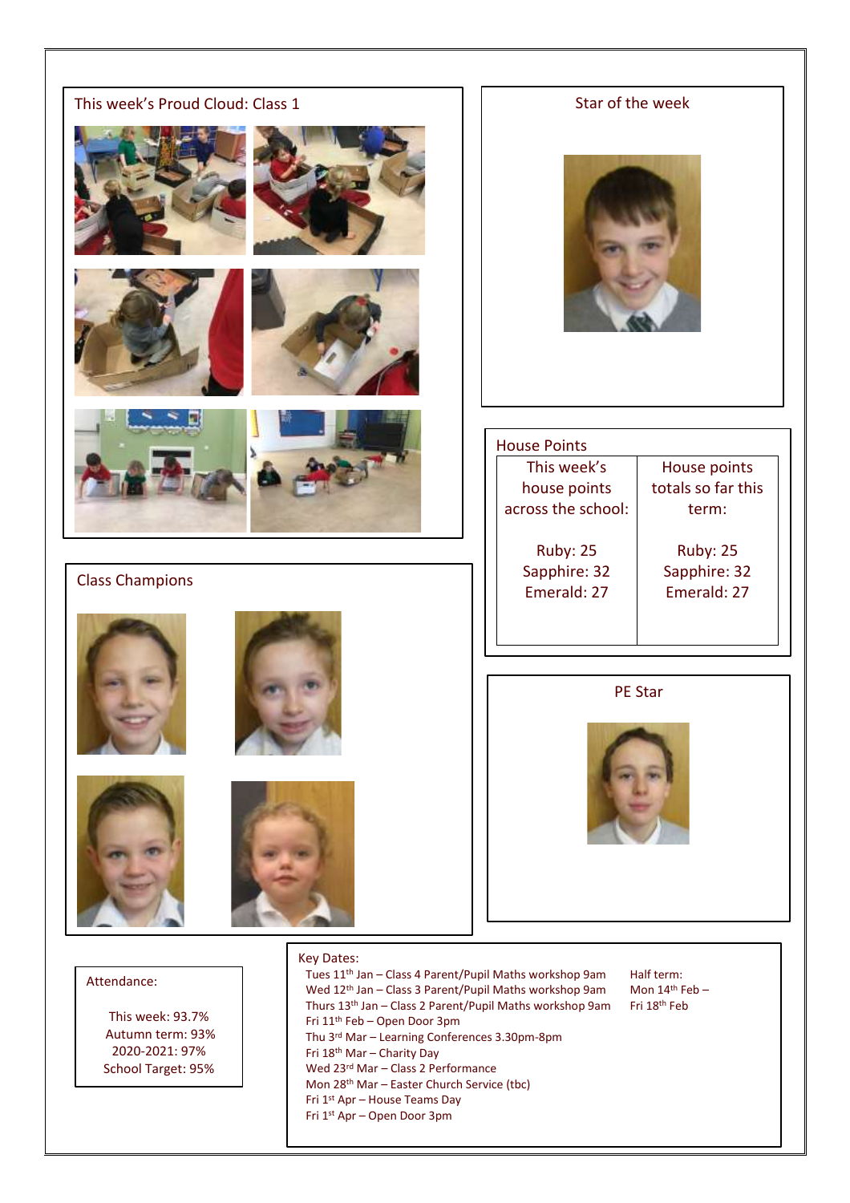## This week's Proud Cloud: Class 1

## Star of the week

## House Points

| This week's house points across the school: | House points totals so far this term: |
|---|---|
| Ruby: 25<br>Sapphire: 32<br>Emerald: 27 | Ruby: 25<br>Sapphire: 32<br>Emerald: 27 |

## Class Champions

## PE Star

### Attendance:

This week: 93.7%
Autumn term: 93%
2020-2021: 97%
School Target: 95%

### Key Dates:

- Tues 11th Jan – Class 4 Parent/Pupil Maths workshop 9am
- Wed 12th Jan – Class 3 Parent/Pupil Maths workshop 9am
- Thurs 13th Jan – Class 2 Parent/Pupil Maths workshop 9am
- Fri 11th Feb – Open Door 3pm
- Thu 3rd Mar – Learning Conferences 3.30pm-8pm
- Fri 18th Mar – Charity Day
- Wed 23rd Mar – Class 2 Performance
- Mon 28th Mar – Easter Church Service (tbc)
- Fri 1st Apr – House Teams Day
- Fri 1st Apr – Open Door 3pm

Half term:
Mon 14th Feb – Fri 18th Feb